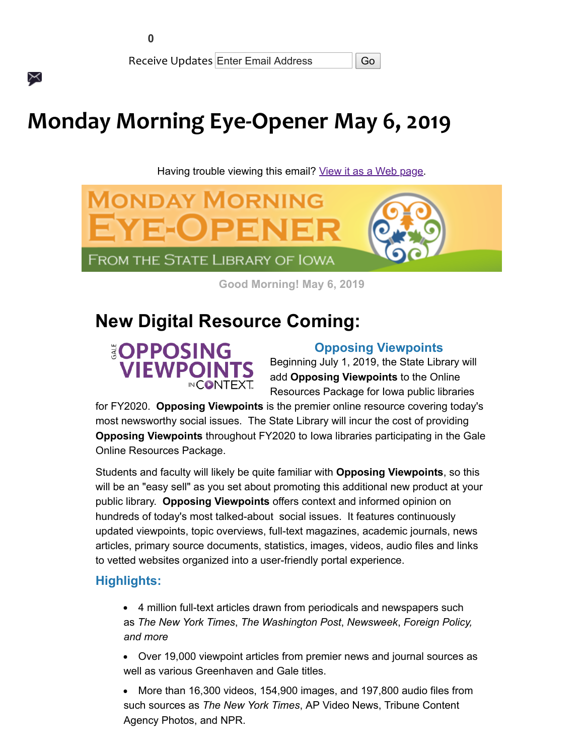0

Receive Updates Enter Email Address Go

# Monday Morning Eye-Opener May 6, 2019

Having trouble viewing this email? View it as a Web page.

Good Morning! May 6, 2019

## New Digital Resource Coming:

### Opposing Viewpoints

Beginning July 1, 2019, the State Library will add **Opposing Viewpoints** to the Online Resources Package for Iowa public libraries for FY2020. **Opposing Viewpoints** is the premier online resource covering today's most newsworthy social issues. The State Library will incur the cost of providing **Opposing Viewpoints** throughout FY2020 to Iowa libraries participating in the Gale Online Resources Package.

Students and faculty will likely be quite familiar with **Opposing Viewpoints**, so this will be an "easy sell" as you set about promoting this additional new product at your public library. **Opposing Viewpoints** offers context and informed opinion on hundreds of today's most talked-about social issues. It features continuously updated viewpoints, topic overviews, full-text magazines, academic journals, news articles, primary source documents, statistics, images, videos, audio files and links to vetted websites organized into a user-friendly portal experience.

### Highlights:

- 4 million full-text articles drawn from periodicals and newspapers such as *The New York Times*, *The Washington Post*, *Newsweek*, *Foreign Policy, and more*
- Over 19,000 viewpoint articles from premier news and journal sources as well as various Greenhaven and Gale titles.
- More than 16,300 videos, 154,900 images, and 197,800 audio files from such sources as *The New York Times*, AP Video News, Tribune Content Agency Photos, and NPR.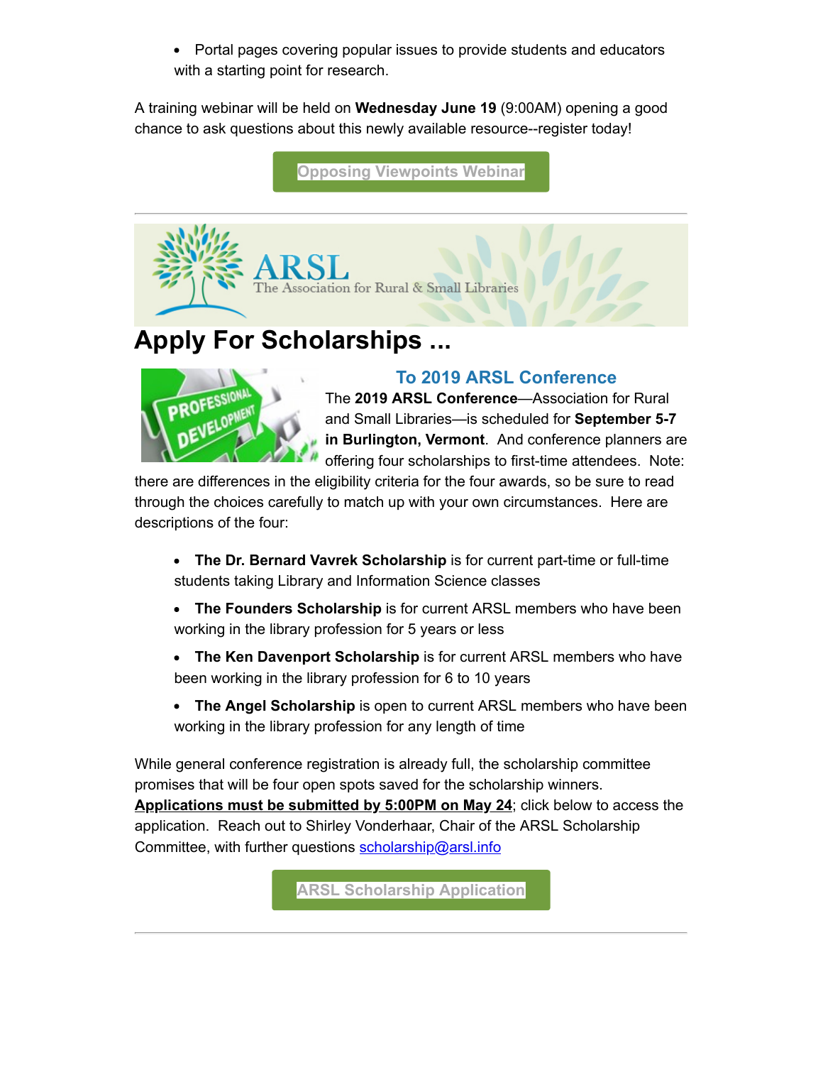- Portal pages covering popular issues to provide students and educators with a starting point for research.

A training webinar will be held on **Wednesday June 19** (9:00AM) opening a good chance to ask questions about this newly available resource--register today!

Opposing Viewpoints Webinar

---

ARSL
The Association for Rural & Small Libraries

# Apply For Scholarships ...

## To 2019 ARSL Conference

The **2019 ARSL Conference**—Association for Rural and Small Libraries—is scheduled for **September 5-7 in Burlington, Vermont**. And conference planners are offering four scholarships to first-time attendees. Note: there are differences in the eligibility criteria for the four awards, so be sure to read through the choices carefully to match up with your own circumstances. Here are descriptions of the four:

- **The Dr. Bernard Vavrek Scholarship** is for current part-time or full-time students taking Library and Information Science classes
- **The Founders Scholarship** is for current ARSL members who have been working in the library profession for 5 years or less
- **The Ken Davenport Scholarship** is for current ARSL members who have been working in the library profession for 6 to 10 years
- **The Angel Scholarship** is open to current ARSL members who have been working in the library profession for any length of time

While general conference registration is already full, the scholarship committee promises that will be four open spots saved for the scholarship winners. **Applications must be submitted by 5:00PM on May 24**; click below to access the application. Reach out to Shirley Vonderhaar, Chair of the ARSL Scholarship Committee, with further questions scholarship@arsl.info

ARSL Scholarship Application

---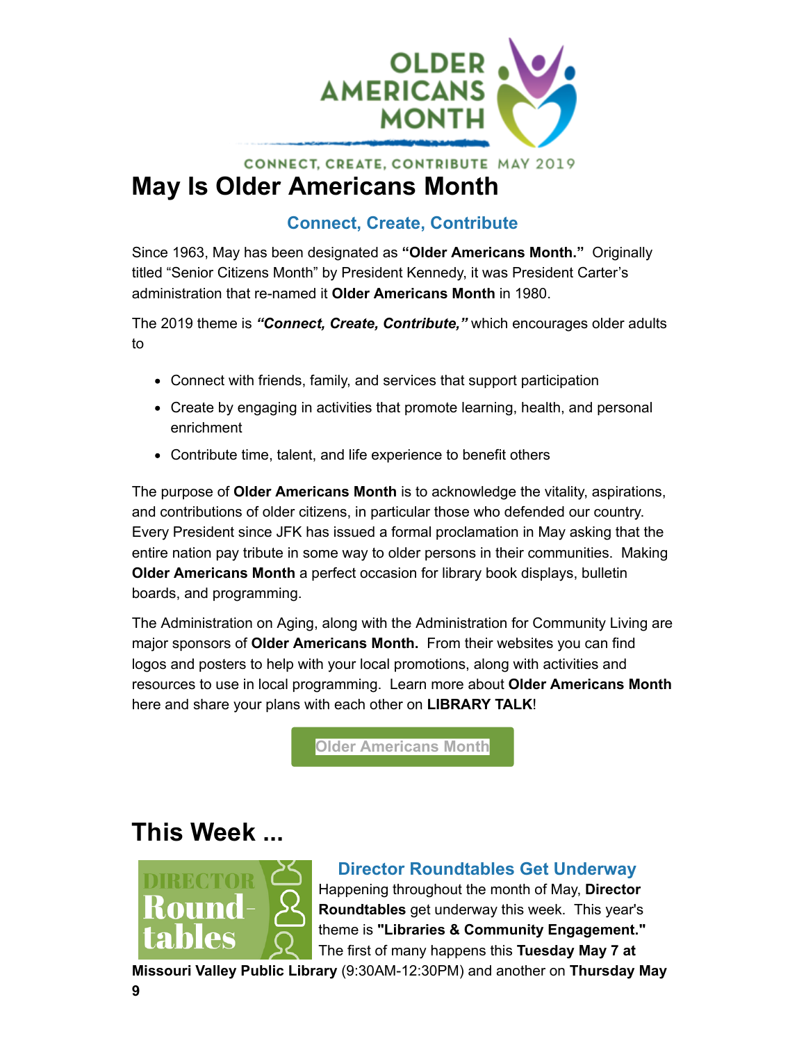# May Is Older Americans Month

### Connect, Create, Contribute

Since 1963, May has been designated as **"Older Americans Month."** Originally titled "Senior Citizens Month" by President Kennedy, it was President Carter's administration that re-named it **Older Americans Month** in 1980.

The 2019 theme is ***"Connect, Create, Contribute,"*** which encourages older adults to

- Connect with friends, family, and services that support participation
- Create by engaging in activities that promote learning, health, and personal enrichment
- Contribute time, talent, and life experience to benefit others

The purpose of **Older Americans Month** is to acknowledge the vitality, aspirations, and contributions of older citizens, in particular those who defended our country. Every President since JFK has issued a formal proclamation in May asking that the entire nation pay tribute in some way to older persons in their communities. Making **Older Americans Month** a perfect occasion for library book displays, bulletin boards, and programming.

The Administration on Aging, along with the Administration for Community Living are major sponsors of **Older Americans Month.** From their websites you can find logos and posters to help with your local promotions, along with activities and resources to use in local programming. Learn more about **Older Americans Month** here and share your plans with each other on **LIBRARY TALK**!

Older Americans Month

## This Week ...

### Director Roundtables Get Underway

Happening throughout the month of May, **Director Roundtables** get underway this week. This year's theme is **"Libraries & Community Engagement."** The first of many happens this **Tuesday May 7 at Missouri Valley Public Library** (9:30AM-12:30PM) and another on **Thursday May 9**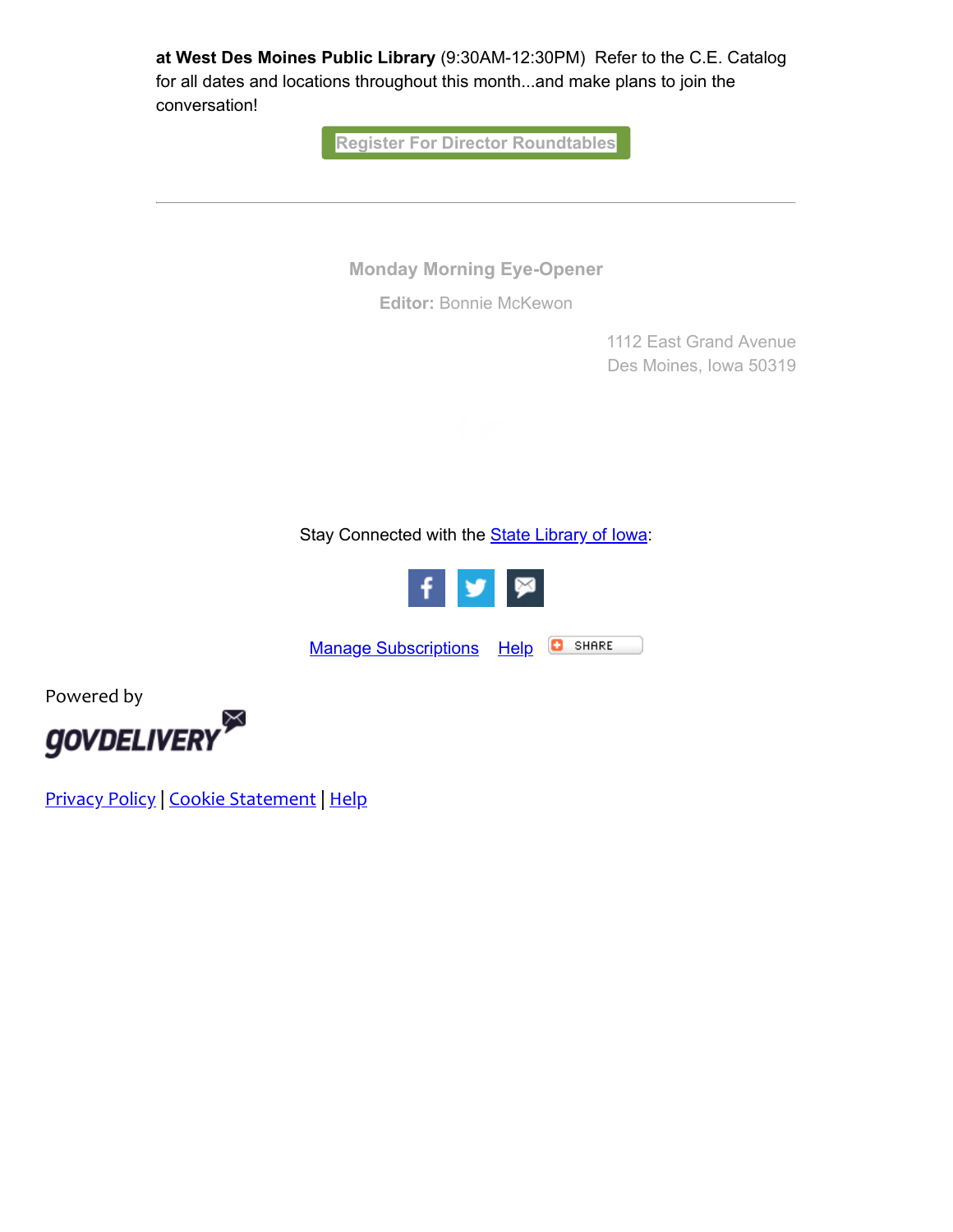**at West Des Moines Public Library** (9:30AM-12:30PM)  Refer to the C.E. Catalog for all dates and locations throughout this month...and make plans to join the conversation!

Register For Director Roundtables

---

**Monday Morning Eye-Opener**

**Editor:** Bonnie McKewon

1112 East Grand Avenue
Des Moines, Iowa 50319

Stay Connected with the State Library of Iowa:

Manage Subscriptions    Help    SHARE

Powered by

GOVDELIVERY

Privacy Policy | Cookie Statement | Help